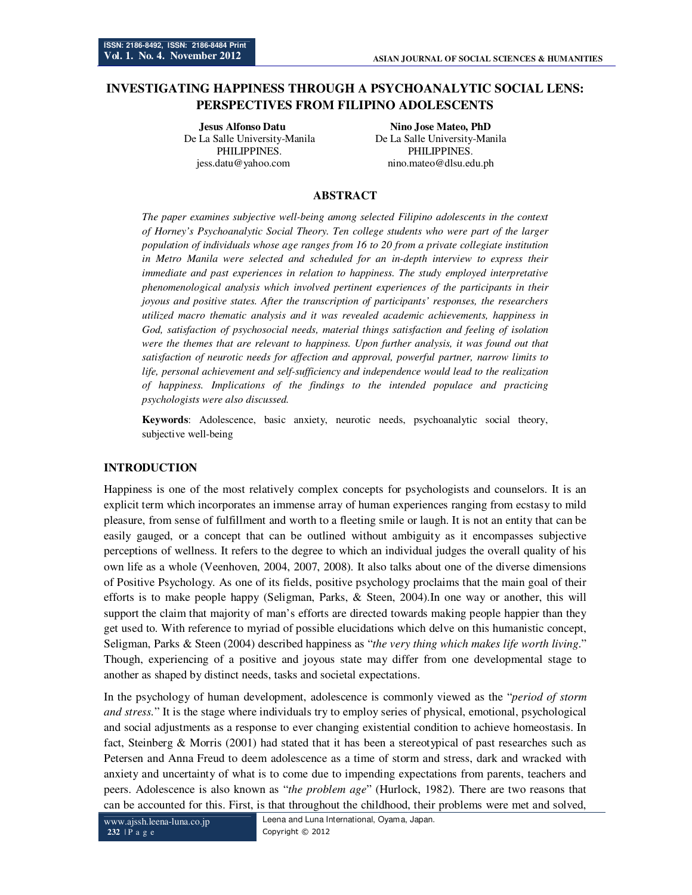# INVESTIGATING HAPPINESS THROUGH A PSYCHOANALYTIC SOCIAL LENS: PERSPECTIVES FROM FILIPINO ADOLESCENTS

**Jesus Alfonso Datu**
De La Salle University-Manila
PHILIPPINES.
jess.datu@yahoo.com

**Nino Jose Mateo, PhD**
De La Salle University-Manila
PHILIPPINES.
nino.mateo@dlsu.edu.ph

## ABSTRACT

*The paper examines subjective well-being among selected Filipino adolescents in the context of Horney's Psychoanalytic Social Theory. Ten college students who were part of the larger population of individuals whose age ranges from 16 to 20 from a private collegiate institution in Metro Manila were selected and scheduled for an in-depth interview to express their immediate and past experiences in relation to happiness. The study employed interpretative phenomenological analysis which involved pertinent experiences of the participants in their joyous and positive states. After the transcription of participants' responses, the researchers utilized macro thematic analysis and it was revealed academic achievements, happiness in God, satisfaction of psychosocial needs, material things satisfaction and feeling of isolation were the themes that are relevant to happiness. Upon further analysis, it was found out that satisfaction of neurotic needs for affection and approval, powerful partner, narrow limits to life, personal achievement and self-sufficiency and independence would lead to the realization of happiness. Implications of the findings to the intended populace and practicing psychologists were also discussed.*

**Keywords**: Adolescence, basic anxiety, neurotic needs, psychoanalytic social theory, subjective well-being

## INTRODUCTION

Happiness is one of the most relatively complex concepts for psychologists and counselors. It is an explicit term which incorporates an immense array of human experiences ranging from ecstasy to mild pleasure, from sense of fulfillment and worth to a fleeting smile or laugh. It is not an entity that can be easily gauged, or a concept that can be outlined without ambiguity as it encompasses subjective perceptions of wellness. It refers to the degree to which an individual judges the overall quality of his own life as a whole (Veenhoven, 2004, 2007, 2008). It also talks about one of the diverse dimensions of Positive Psychology. As one of its fields, positive psychology proclaims that the main goal of their efforts is to make people happy (Seligman, Parks, & Steen, 2004).In one way or another, this will support the claim that majority of man's efforts are directed towards making people happier than they get used to. With reference to myriad of possible elucidations which delve on this humanistic concept, Seligman, Parks & Steen (2004) described happiness as "*the very thing which makes life worth living*." Though, experiencing of a positive and joyous state may differ from one developmental stage to another as shaped by distinct needs, tasks and societal expectations.

In the psychology of human development, adolescence is commonly viewed as the "*period of storm and stress.*" It is the stage where individuals try to employ series of physical, emotional, psychological and social adjustments as a response to ever changing existential condition to achieve homeostasis. In fact, Steinberg & Morris (2001) had stated that it has been a stereotypical of past researches such as Petersen and Anna Freud to deem adolescence as a time of storm and stress, dark and wracked with anxiety and uncertainty of what is to come due to impending expectations from parents, teachers and peers. Adolescence is also known as "*the problem age*" (Hurlock, 1982). There are two reasons that can be accounted for this. First, is that throughout the childhood, their problems were met and solved,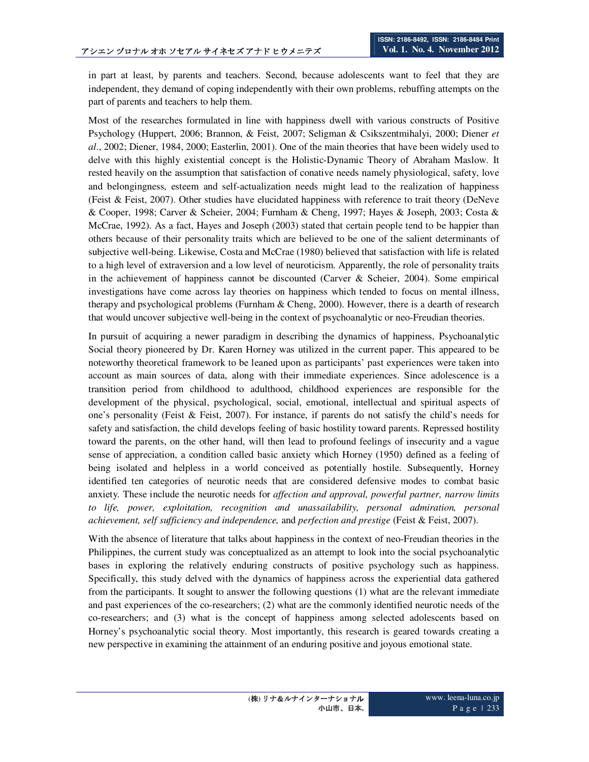in part at least, by parents and teachers. Second, because adolescents want to feel that they are independent, they demand of coping independently with their own problems, rebuffing attempts on the part of parents and teachers to help them.

Most of the researches formulated in line with happiness dwell with various constructs of Positive Psychology (Huppert, 2006; Brannon, & Feist, 2007; Seligman & Csikszentmihalyi, 2000; Diener *et al*., 2002; Diener, 1984, 2000; Easterlin, 2001). One of the main theories that have been widely used to delve with this highly existential concept is the Holistic-Dynamic Theory of Abraham Maslow. It rested heavily on the assumption that satisfaction of conative needs namely physiological, safety, love and belongingness, esteem and self-actualization needs might lead to the realization of happiness (Feist & Feist, 2007). Other studies have elucidated happiness with reference to trait theory (DeNeve & Cooper, 1998; Carver & Scheier, 2004; Furnham & Cheng, 1997; Hayes & Joseph, 2003; Costa & McCrae, 1992). As a fact, Hayes and Joseph (2003) stated that certain people tend to be happier than others because of their personality traits which are believed to be one of the salient determinants of subjective well-being. Likewise, Costa and McCrae (1980) believed that satisfaction with life is related to a high level of extraversion and a low level of neuroticism. Apparently, the role of personality traits in the achievement of happiness cannot be discounted (Carver & Scheier, 2004). Some empirical investigations have come across lay theories on happiness which tended to focus on mental illness, therapy and psychological problems (Furnham & Cheng, 2000). However, there is a dearth of research that would uncover subjective well-being in the context of psychoanalytic or neo-Freudian theories.

In pursuit of acquiring a newer paradigm in describing the dynamics of happiness, Psychoanalytic Social theory pioneered by Dr. Karen Horney was utilized in the current paper. This appeared to be noteworthy theoretical framework to be leaned upon as participants' past experiences were taken into account as main sources of data, along with their immediate experiences. Since adolescence is a transition period from childhood to adulthood, childhood experiences are responsible for the development of the physical, psychological, social, emotional, intellectual and spiritual aspects of one's personality (Feist & Feist, 2007). For instance, if parents do not satisfy the child's needs for safety and satisfaction, the child develops feeling of basic hostility toward parents. Repressed hostility toward the parents, on the other hand, will then lead to profound feelings of insecurity and a vague sense of appreciation, a condition called basic anxiety which Horney (1950) defined as a feeling of being isolated and helpless in a world conceived as potentially hostile. Subsequently, Horney identified ten categories of neurotic needs that are considered defensive modes to combat basic anxiety. These include the neurotic needs for *affection and approval, powerful partner, narrow limits to life, power, exploitation, recognition and unassailability, personal admiration, personal achievement, self sufficiency and independence,* and *perfection and prestige* (Feist & Feist, 2007).

With the absence of literature that talks about happiness in the context of neo-Freudian theories in the Philippines, the current study was conceptualized as an attempt to look into the social psychoanalytic bases in exploring the relatively enduring constructs of positive psychology such as happiness. Specifically, this study delved with the dynamics of happiness across the experiential data gathered from the participants. It sought to answer the following questions (1) what are the relevant immediate and past experiences of the co-researchers; (2) what are the commonly identified neurotic needs of the co-researchers; and (3) what is the concept of happiness among selected adolescents based on Horney's psychoanalytic social theory. Most importantly, this research is geared towards creating a new perspective in examining the attainment of an enduring positive and joyous emotional state.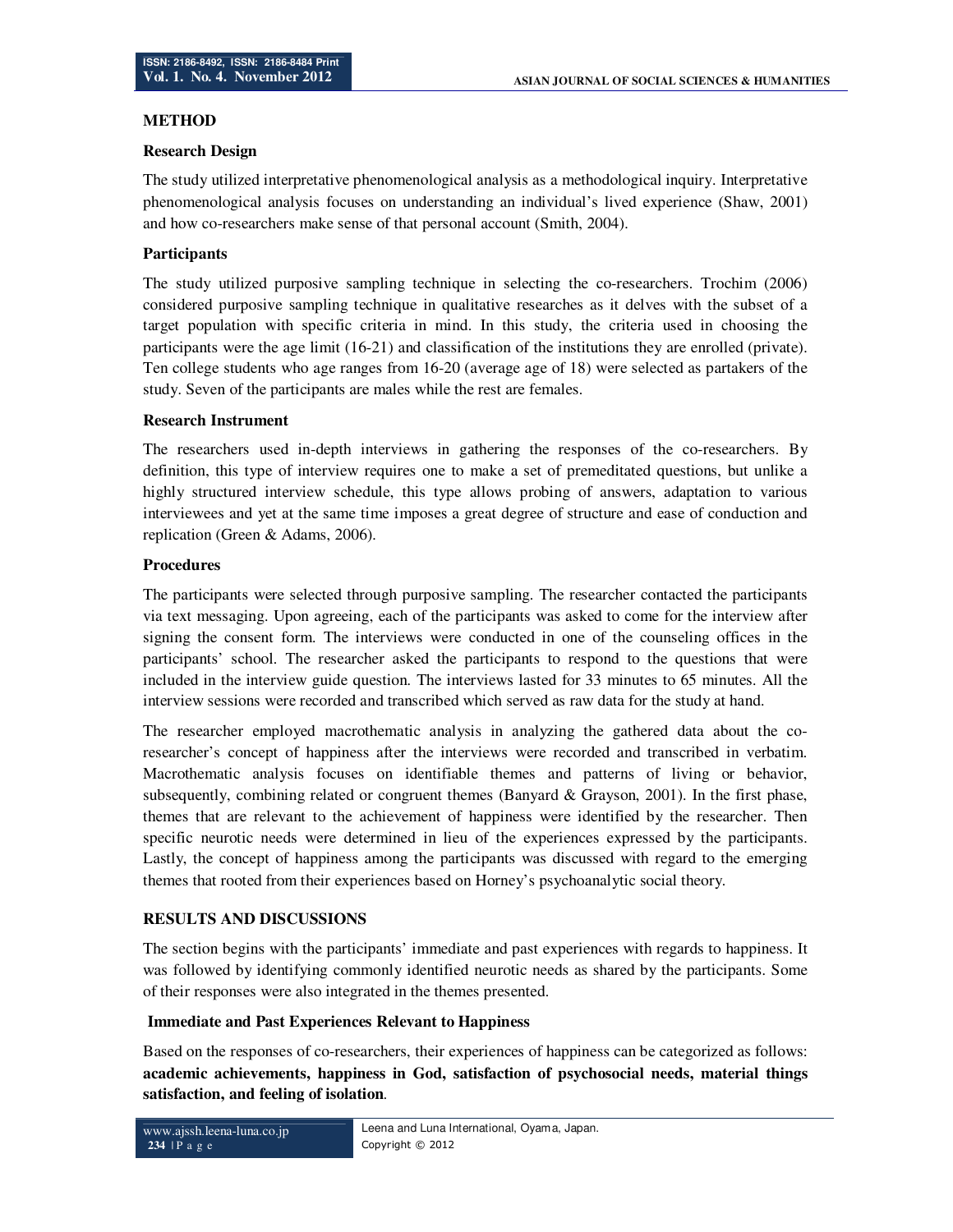## METHOD

### Research Design

The study utilized interpretative phenomenological analysis as a methodological inquiry. Interpretative phenomenological analysis focuses on understanding an individual's lived experience (Shaw, 2001) and how co-researchers make sense of that personal account (Smith, 2004).

### Participants

The study utilized purposive sampling technique in selecting the co-researchers. Trochim (2006) considered purposive sampling technique in qualitative researches as it delves with the subset of a target population with specific criteria in mind. In this study, the criteria used in choosing the participants were the age limit (16-21) and classification of the institutions they are enrolled (private). Ten college students who age ranges from 16-20 (average age of 18) were selected as partakers of the study. Seven of the participants are males while the rest are females.

### Research Instrument

The researchers used in-depth interviews in gathering the responses of the co-researchers. By definition, this type of interview requires one to make a set of premeditated questions, but unlike a highly structured interview schedule, this type allows probing of answers, adaptation to various interviewees and yet at the same time imposes a great degree of structure and ease of conduction and replication (Green & Adams, 2006).

### Procedures

The participants were selected through purposive sampling. The researcher contacted the participants via text messaging. Upon agreeing, each of the participants was asked to come for the interview after signing the consent form. The interviews were conducted in one of the counseling offices in the participants' school. The researcher asked the participants to respond to the questions that were included in the interview guide question. The interviews lasted for 33 minutes to 65 minutes. All the interview sessions were recorded and transcribed which served as raw data for the study at hand.

The researcher employed macrothematic analysis in analyzing the gathered data about the co-researcher's concept of happiness after the interviews were recorded and transcribed in verbatim. Macrothematic analysis focuses on identifiable themes and patterns of living or behavior, subsequently, combining related or congruent themes (Banyard & Grayson, 2001). In the first phase, themes that are relevant to the achievement of happiness were identified by the researcher. Then specific neurotic needs were determined in lieu of the experiences expressed by the participants. Lastly, the concept of happiness among the participants was discussed with regard to the emerging themes that rooted from their experiences based on Horney's psychoanalytic social theory.

## RESULTS AND DISCUSSIONS

The section begins with the participants' immediate and past experiences with regards to happiness. It was followed by identifying commonly identified neurotic needs as shared by the participants. Some of their responses were also integrated in the themes presented.

### Immediate and Past Experiences Relevant to Happiness

Based on the responses of co-researchers, their experiences of happiness can be categorized as follows: **academic achievements, happiness in God, satisfaction of psychosocial needs, material things satisfaction, and feeling of isolation**.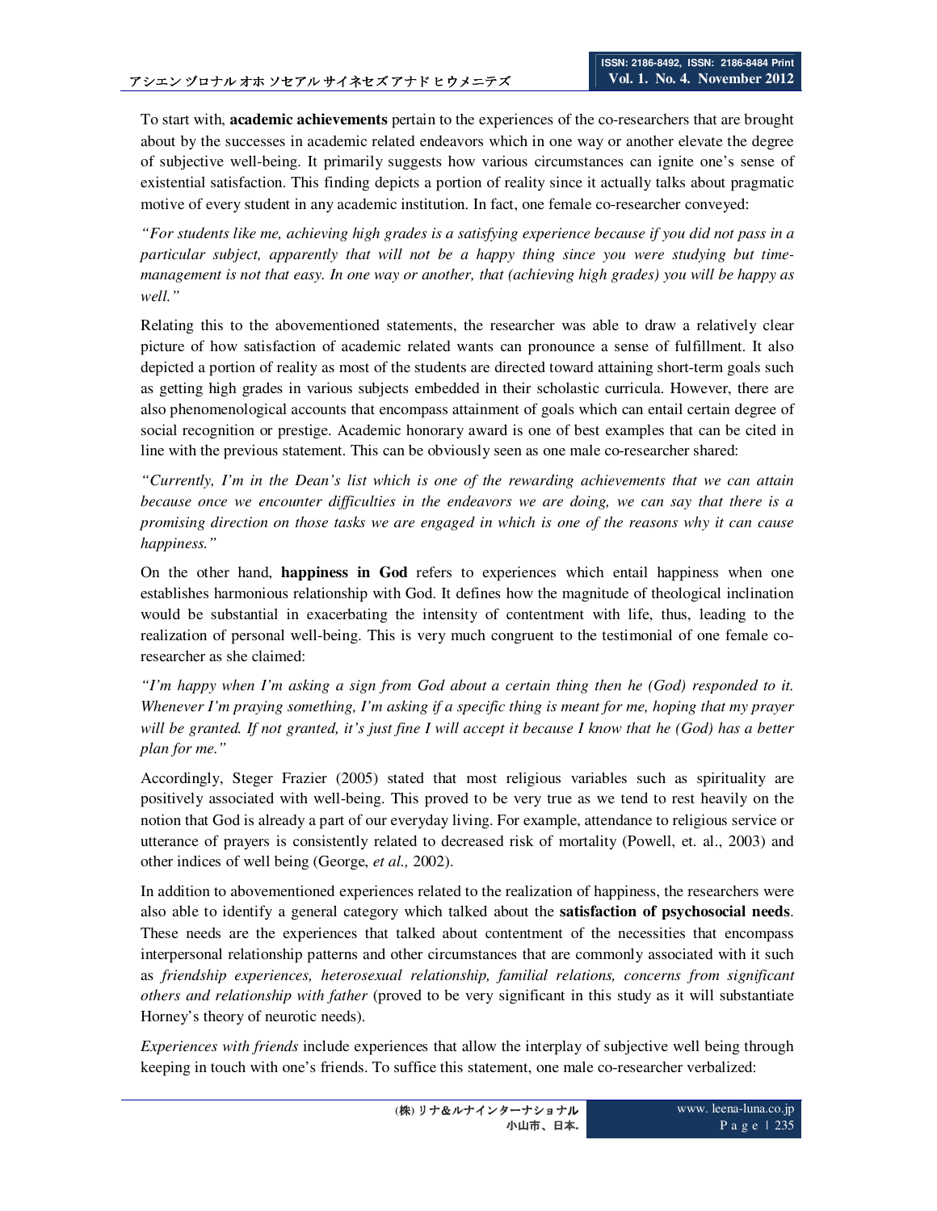To start with, **academic achievements** pertain to the experiences of the co-researchers that are brought about by the successes in academic related endeavors which in one way or another elevate the degree of subjective well-being. It primarily suggests how various circumstances can ignite one's sense of existential satisfaction. This finding depicts a portion of reality since it actually talks about pragmatic motive of every student in any academic institution. In fact, one female co-researcher conveyed:

*"For students like me, achieving high grades is a satisfying experience because if you did not pass in a particular subject, apparently that will not be a happy thing since you were studying but time-management is not that easy. In one way or another, that (achieving high grades) you will be happy as well."*

Relating this to the abovementioned statements, the researcher was able to draw a relatively clear picture of how satisfaction of academic related wants can pronounce a sense of fulfillment. It also depicted a portion of reality as most of the students are directed toward attaining short-term goals such as getting high grades in various subjects embedded in their scholastic curricula. However, there are also phenomenological accounts that encompass attainment of goals which can entail certain degree of social recognition or prestige. Academic honorary award is one of best examples that can be cited in line with the previous statement. This can be obviously seen as one male co-researcher shared:

*"Currently, I'm in the Dean's list which is one of the rewarding achievements that we can attain because once we encounter difficulties in the endeavors we are doing, we can say that there is a promising direction on those tasks we are engaged in which is one of the reasons why it can cause happiness."*

On the other hand, **happiness in God** refers to experiences which entail happiness when one establishes harmonious relationship with God. It defines how the magnitude of theological inclination would be substantial in exacerbating the intensity of contentment with life, thus, leading to the realization of personal well-being. This is very much congruent to the testimonial of one female co-researcher as she claimed:

*"I'm happy when I'm asking a sign from God about a certain thing then he (God) responded to it. Whenever I'm praying something, I'm asking if a specific thing is meant for me, hoping that my prayer will be granted. If not granted, it's just fine I will accept it because I know that he (God) has a better plan for me."*

Accordingly, Steger Frazier (2005) stated that most religious variables such as spirituality are positively associated with well-being. This proved to be very true as we tend to rest heavily on the notion that God is already a part of our everyday living. For example, attendance to religious service or utterance of prayers is consistently related to decreased risk of mortality (Powell, et. al., 2003) and other indices of well being (George, *et al.,* 2002).

In addition to abovementioned experiences related to the realization of happiness, the researchers were also able to identify a general category which talked about the **satisfaction of psychosocial needs**. These needs are the experiences that talked about contentment of the necessities that encompass interpersonal relationship patterns and other circumstances that are commonly associated with it such as *friendship experiences, heterosexual relationship, familial relations, concerns from significant others and relationship with father* (proved to be very significant in this study as it will substantiate Horney's theory of neurotic needs).

*Experiences with friends* include experiences that allow the interplay of subjective well being through keeping in touch with one's friends. To suffice this statement, one male co-researcher verbalized: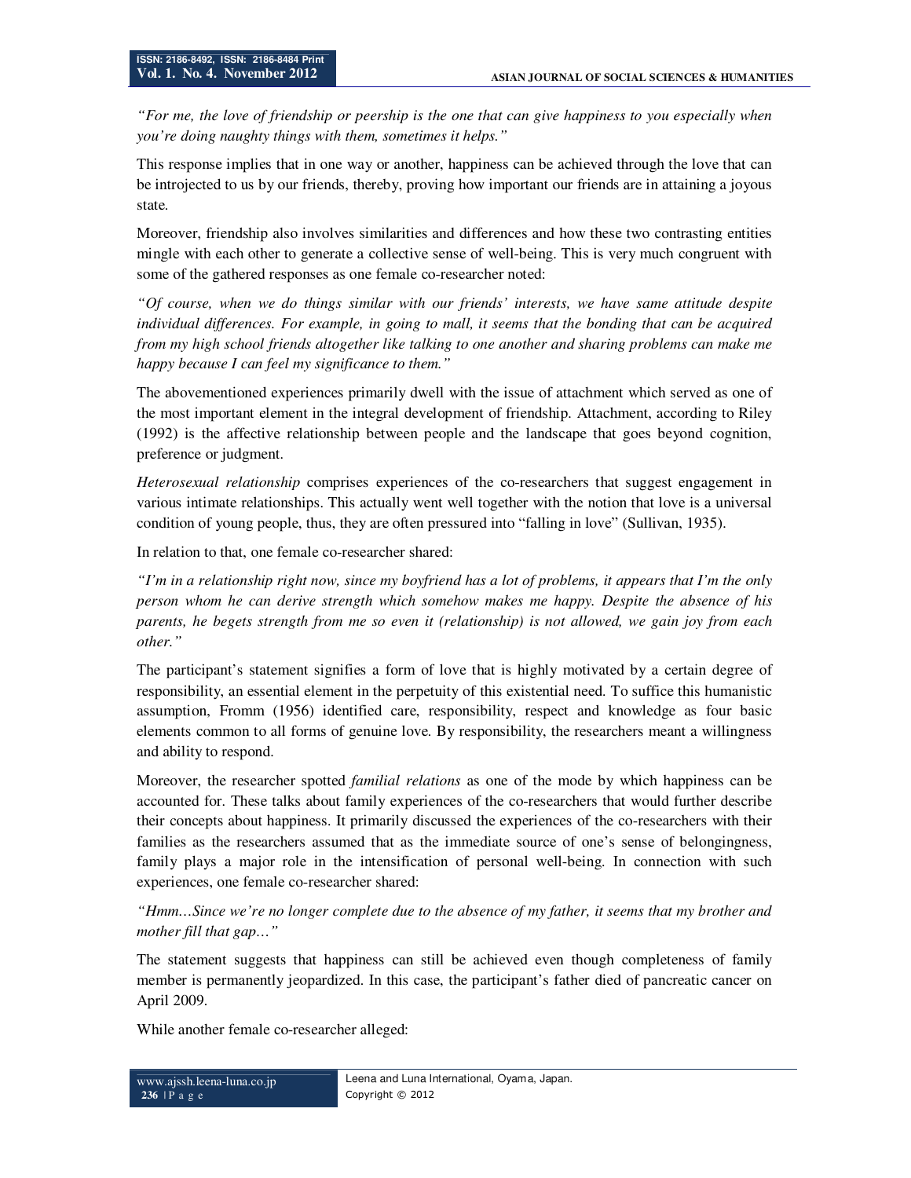*"For me, the love of friendship or peership is the one that can give happiness to you especially when you're doing naughty things with them, sometimes it helps."*

This response implies that in one way or another, happiness can be achieved through the love that can be introjected to us by our friends, thereby, proving how important our friends are in attaining a joyous state.

Moreover, friendship also involves similarities and differences and how these two contrasting entities mingle with each other to generate a collective sense of well-being. This is very much congruent with some of the gathered responses as one female co-researcher noted:

*"Of course, when we do things similar with our friends' interests, we have same attitude despite individual differences. For example, in going to mall, it seems that the bonding that can be acquired from my high school friends altogether like talking to one another and sharing problems can make me happy because I can feel my significance to them."*

The abovementioned experiences primarily dwell with the issue of attachment which served as one of the most important element in the integral development of friendship. Attachment, according to Riley (1992) is the affective relationship between people and the landscape that goes beyond cognition, preference or judgment.

*Heterosexual relationship* comprises experiences of the co-researchers that suggest engagement in various intimate relationships. This actually went well together with the notion that love is a universal condition of young people, thus, they are often pressured into "falling in love" (Sullivan, 1935).

In relation to that, one female co-researcher shared:

*"I'm in a relationship right now, since my boyfriend has a lot of problems, it appears that I'm the only person whom he can derive strength which somehow makes me happy. Despite the absence of his parents, he begets strength from me so even it (relationship) is not allowed, we gain joy from each other."*

The participant's statement signifies a form of love that is highly motivated by a certain degree of responsibility, an essential element in the perpetuity of this existential need. To suffice this humanistic assumption, Fromm (1956) identified care, responsibility, respect and knowledge as four basic elements common to all forms of genuine love. By responsibility, the researchers meant a willingness and ability to respond.

Moreover, the researcher spotted *familial relations* as one of the mode by which happiness can be accounted for. These talks about family experiences of the co-researchers that would further describe their concepts about happiness. It primarily discussed the experiences of the co-researchers with their families as the researchers assumed that as the immediate source of one's sense of belongingness, family plays a major role in the intensification of personal well-being. In connection with such experiences, one female co-researcher shared:

*"Hmm…Since we're no longer complete due to the absence of my father, it seems that my brother and mother fill that gap…"*

The statement suggests that happiness can still be achieved even though completeness of family member is permanently jeopardized. In this case, the participant's father died of pancreatic cancer on April 2009.

While another female co-researcher alleged: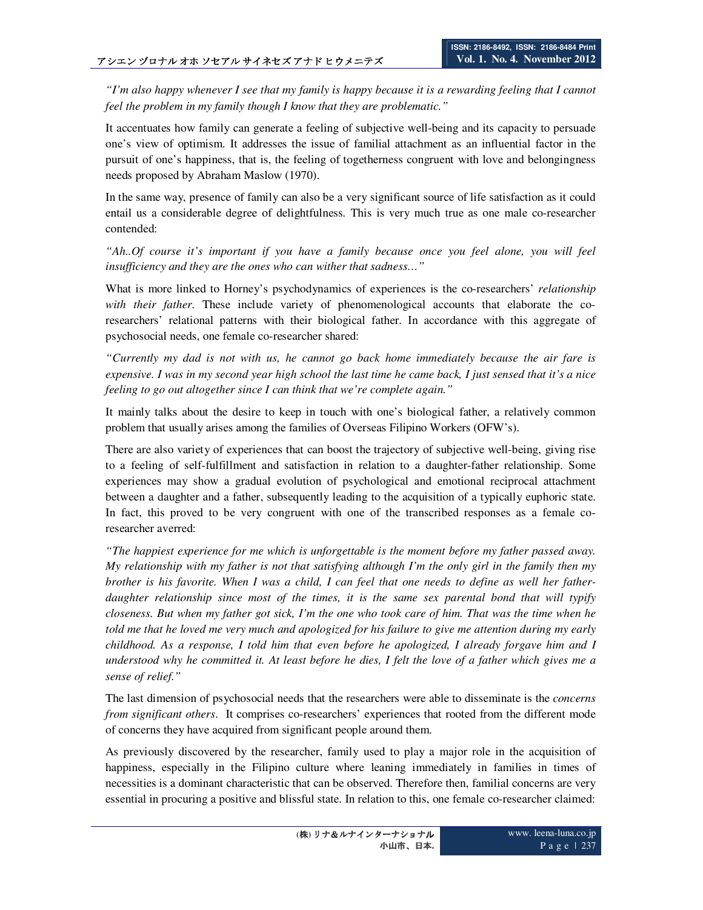*"I'm also happy whenever I see that my family is happy because it is a rewarding feeling that I cannot feel the problem in my family though I know that they are problematic."*

It accentuates how family can generate a feeling of subjective well-being and its capacity to persuade one's view of optimism. It addresses the issue of familial attachment as an influential factor in the pursuit of one's happiness, that is, the feeling of togetherness congruent with love and belongingness needs proposed by Abraham Maslow (1970).

In the same way, presence of family can also be a very significant source of life satisfaction as it could entail us a considerable degree of delightfulness. This is very much true as one male co-researcher contended:

*"Ah..Of course it's important if you have a family because once you feel alone, you will feel insufficiency and they are the ones who can wither that sadness…"*

What is more linked to Horney's psychodynamics of experiences is the co-researchers' *relationship with their father*. These include variety of phenomenological accounts that elaborate the co-researchers' relational patterns with their biological father. In accordance with this aggregate of psychosocial needs, one female co-researcher shared:

*"Currently my dad is not with us, he cannot go back home immediately because the air fare is expensive. I was in my second year high school the last time he came back, I just sensed that it's a nice feeling to go out altogether since I can think that we're complete again."*

It mainly talks about the desire to keep in touch with one's biological father, a relatively common problem that usually arises among the families of Overseas Filipino Workers (OFW's).

There are also variety of experiences that can boost the trajectory of subjective well-being, giving rise to a feeling of self-fulfillment and satisfaction in relation to a daughter-father relationship. Some experiences may show a gradual evolution of psychological and emotional reciprocal attachment between a daughter and a father, subsequently leading to the acquisition of a typically euphoric state. In fact, this proved to be very congruent with one of the transcribed responses as a female co-researcher averred:

*"The happiest experience for me which is unforgettable is the moment before my father passed away. My relationship with my father is not that satisfying although I'm the only girl in the family then my brother is his favorite. When I was a child, I can feel that one needs to define as well her father-daughter relationship since most of the times, it is the same sex parental bond that will typify closeness. But when my father got sick, I'm the one who took care of him. That was the time when he told me that he loved me very much and apologized for his failure to give me attention during my early childhood. As a response, I told him that even before he apologized, I already forgave him and I understood why he committed it. At least before he dies, I felt the love of a father which gives me a sense of relief."*

The last dimension of psychosocial needs that the researchers were able to disseminate is the *concerns from significant others*. It comprises co-researchers' experiences that rooted from the different mode of concerns they have acquired from significant people around them.

As previously discovered by the researcher, family used to play a major role in the acquisition of happiness, especially in the Filipino culture where leaning immediately in families in times of necessities is a dominant characteristic that can be observed. Therefore then, familial concerns are very essential in procuring a positive and blissful state. In relation to this, one female co-researcher claimed: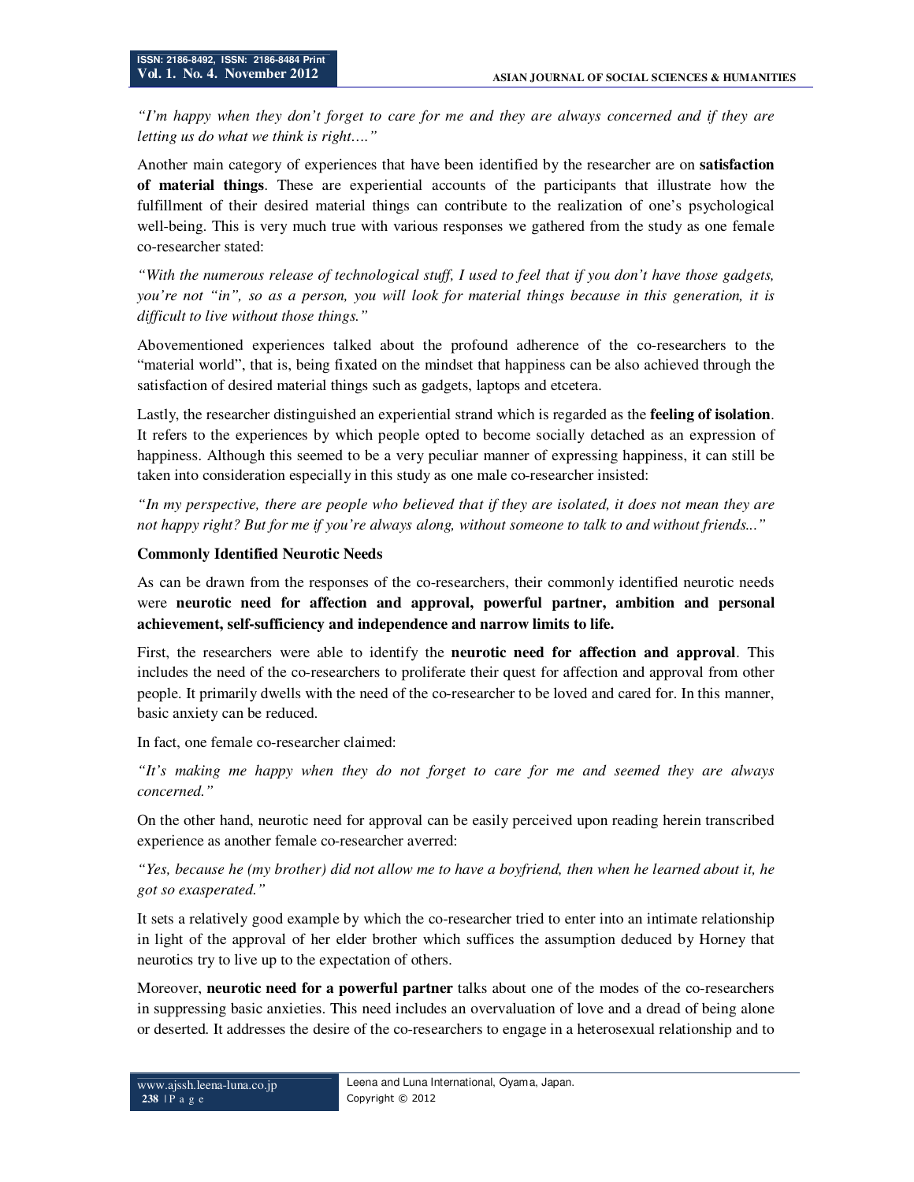*"I'm happy when they don't forget to care for me and they are always concerned and if they are letting us do what we think is right…."*

Another main category of experiences that have been identified by the researcher are on **satisfaction of material things**. These are experiential accounts of the participants that illustrate how the fulfillment of their desired material things can contribute to the realization of one's psychological well-being. This is very much true with various responses we gathered from the study as one female co-researcher stated:

*"With the numerous release of technological stuff, I used to feel that if you don't have those gadgets, you're not "in", so as a person, you will look for material things because in this generation, it is difficult to live without those things."*

Abovementioned experiences talked about the profound adherence of the co-researchers to the "material world", that is, being fixated on the mindset that happiness can be also achieved through the satisfaction of desired material things such as gadgets, laptops and etcetera.

Lastly, the researcher distinguished an experiential strand which is regarded as the **feeling of isolation**. It refers to the experiences by which people opted to become socially detached as an expression of happiness. Although this seemed to be a very peculiar manner of expressing happiness, it can still be taken into consideration especially in this study as one male co-researcher insisted:

*"In my perspective, there are people who believed that if they are isolated, it does not mean they are not happy right? But for me if you're always along, without someone to talk to and without friends..."*

**Commonly Identified Neurotic Needs**

As can be drawn from the responses of the co-researchers, their commonly identified neurotic needs were **neurotic need for affection and approval, powerful partner, ambition and personal achievement, self-sufficiency and independence and narrow limits to life.**

First, the researchers were able to identify the **neurotic need for affection and approval**. This includes the need of the co-researchers to proliferate their quest for affection and approval from other people. It primarily dwells with the need of the co-researcher to be loved and cared for. In this manner, basic anxiety can be reduced.

In fact, one female co-researcher claimed:

*"It's making me happy when they do not forget to care for me and seemed they are always concerned."*

On the other hand, neurotic need for approval can be easily perceived upon reading herein transcribed experience as another female co-researcher averred:

*"Yes, because he (my brother) did not allow me to have a boyfriend, then when he learned about it, he got so exasperated."*

It sets a relatively good example by which the co-researcher tried to enter into an intimate relationship in light of the approval of her elder brother which suffices the assumption deduced by Horney that neurotics try to live up to the expectation of others.

Moreover, **neurotic need for a powerful partner** talks about one of the modes of the co-researchers in suppressing basic anxieties. This need includes an overvaluation of love and a dread of being alone or deserted. It addresses the desire of the co-researchers to engage in a heterosexual relationship and to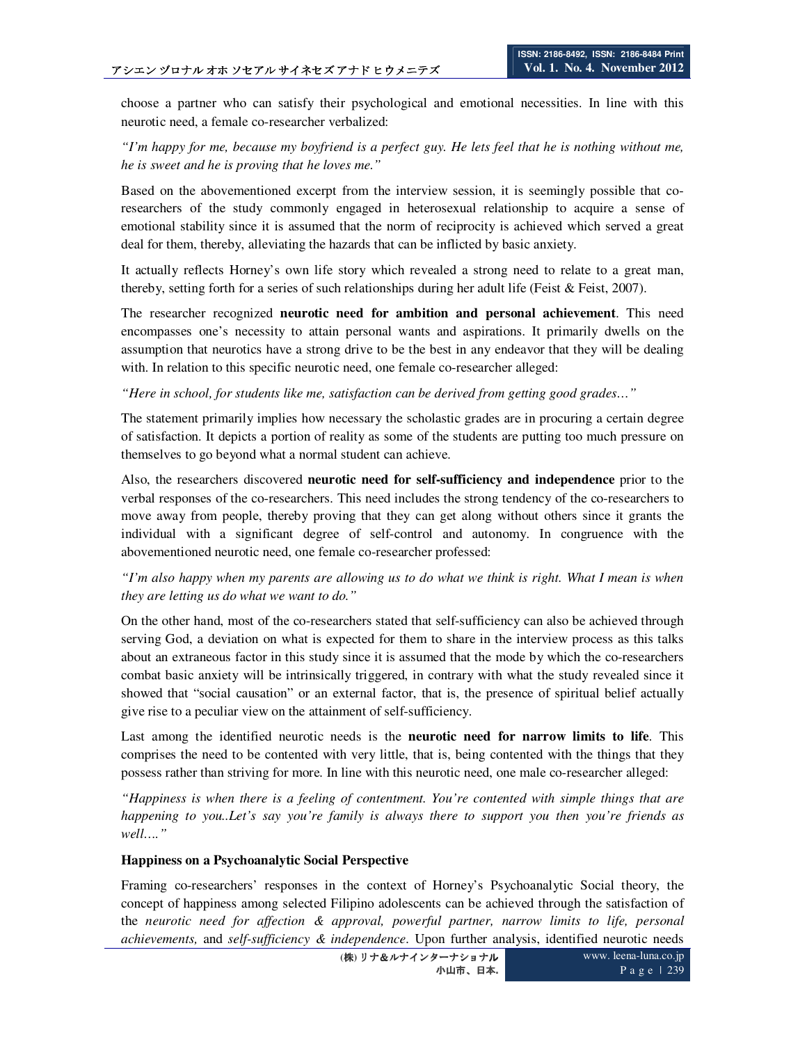choose a partner who can satisfy their psychological and emotional necessities. In line with this neurotic need, a female co-researcher verbalized:

*"I'm happy for me, because my boyfriend is a perfect guy. He lets feel that he is nothing without me, he is sweet and he is proving that he loves me."*

Based on the abovementioned excerpt from the interview session, it is seemingly possible that co-researchers of the study commonly engaged in heterosexual relationship to acquire a sense of emotional stability since it is assumed that the norm of reciprocity is achieved which served a great deal for them, thereby, alleviating the hazards that can be inflicted by basic anxiety.

It actually reflects Horney's own life story which revealed a strong need to relate to a great man, thereby, setting forth for a series of such relationships during her adult life (Feist & Feist, 2007).

The researcher recognized **neurotic need for ambition and personal achievement**. This need encompasses one's necessity to attain personal wants and aspirations. It primarily dwells on the assumption that neurotics have a strong drive to be the best in any endeavor that they will be dealing with. In relation to this specific neurotic need, one female co-researcher alleged:

*"Here in school, for students like me, satisfaction can be derived from getting good grades…"*

The statement primarily implies how necessary the scholastic grades are in procuring a certain degree of satisfaction. It depicts a portion of reality as some of the students are putting too much pressure on themselves to go beyond what a normal student can achieve.

Also, the researchers discovered **neurotic need for self-sufficiency and independence** prior to the verbal responses of the co-researchers. This need includes the strong tendency of the co-researchers to move away from people, thereby proving that they can get along without others since it grants the individual with a significant degree of self-control and autonomy. In congruence with the abovementioned neurotic need, one female co-researcher professed:

*"I'm also happy when my parents are allowing us to do what we think is right. What I mean is when they are letting us do what we want to do."*

On the other hand, most of the co-researchers stated that self-sufficiency can also be achieved through serving God, a deviation on what is expected for them to share in the interview process as this talks about an extraneous factor in this study since it is assumed that the mode by which the co-researchers combat basic anxiety will be intrinsically triggered, in contrary with what the study revealed since it showed that "social causation" or an external factor, that is, the presence of spiritual belief actually give rise to a peculiar view on the attainment of self-sufficiency.

Last among the identified neurotic needs is the **neurotic need for narrow limits to life**. This comprises the need to be contented with very little, that is, being contented with the things that they possess rather than striving for more. In line with this neurotic need, one male co-researcher alleged:

*"Happiness is when there is a feeling of contentment. You're contented with simple things that are happening to you..Let's say you're family is always there to support you then you're friends as well…."*

**Happiness on a Psychoanalytic Social Perspective**

Framing co-researchers' responses in the context of Horney's Psychoanalytic Social theory, the concept of happiness among selected Filipino adolescents can be achieved through the satisfaction of the *neurotic need for affection & approval, powerful partner, narrow limits to life, personal achievements,* and *self-sufficiency & independence*. Upon further analysis, identified neurotic needs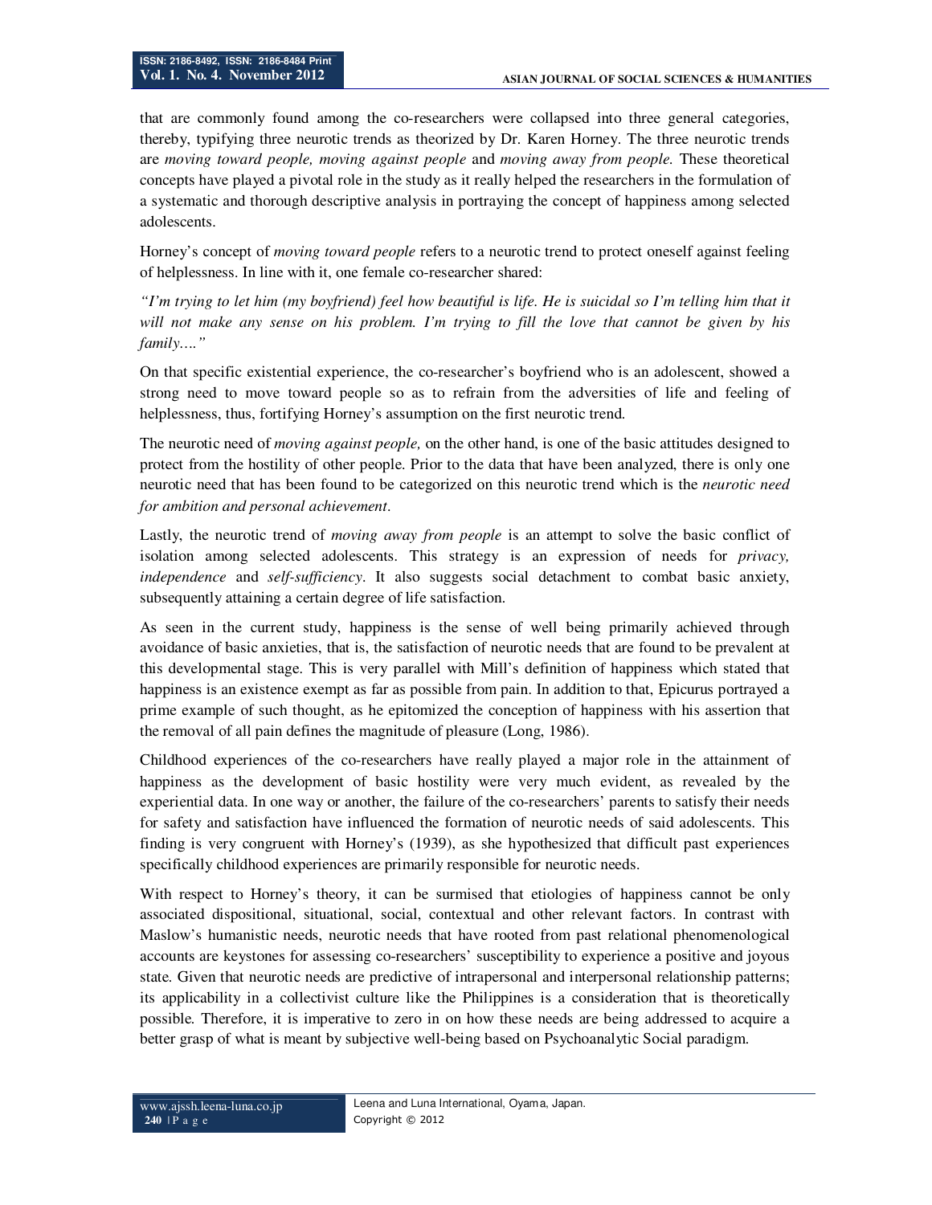that are commonly found among the co-researchers were collapsed into three general categories, thereby, typifying three neurotic trends as theorized by Dr. Karen Horney. The three neurotic trends are *moving toward people, moving against people* and *moving away from people.* These theoretical concepts have played a pivotal role in the study as it really helped the researchers in the formulation of a systematic and thorough descriptive analysis in portraying the concept of happiness among selected adolescents.

Horney's concept of *moving toward people* refers to a neurotic trend to protect oneself against feeling of helplessness. In line with it, one female co-researcher shared:

*"I'm trying to let him (my boyfriend) feel how beautiful is life. He is suicidal so I'm telling him that it will not make any sense on his problem. I'm trying to fill the love that cannot be given by his family…."*

On that specific existential experience, the co-researcher's boyfriend who is an adolescent, showed a strong need to move toward people so as to refrain from the adversities of life and feeling of helplessness, thus, fortifying Horney's assumption on the first neurotic trend.

The neurotic need of *moving against people,* on the other hand, is one of the basic attitudes designed to protect from the hostility of other people. Prior to the data that have been analyzed, there is only one neurotic need that has been found to be categorized on this neurotic trend which is the *neurotic need for ambition and personal achievement*.

Lastly, the neurotic trend of *moving away from people* is an attempt to solve the basic conflict of isolation among selected adolescents. This strategy is an expression of needs for *privacy, independence* and *self-sufficiency*. It also suggests social detachment to combat basic anxiety, subsequently attaining a certain degree of life satisfaction.

As seen in the current study, happiness is the sense of well being primarily achieved through avoidance of basic anxieties, that is, the satisfaction of neurotic needs that are found to be prevalent at this developmental stage. This is very parallel with Mill's definition of happiness which stated that happiness is an existence exempt as far as possible from pain. In addition to that, Epicurus portrayed a prime example of such thought, as he epitomized the conception of happiness with his assertion that the removal of all pain defines the magnitude of pleasure (Long, 1986).

Childhood experiences of the co-researchers have really played a major role in the attainment of happiness as the development of basic hostility were very much evident, as revealed by the experiential data. In one way or another, the failure of the co-researchers' parents to satisfy their needs for safety and satisfaction have influenced the formation of neurotic needs of said adolescents. This finding is very congruent with Horney's (1939), as she hypothesized that difficult past experiences specifically childhood experiences are primarily responsible for neurotic needs.

With respect to Horney's theory, it can be surmised that etiologies of happiness cannot be only associated dispositional, situational, social, contextual and other relevant factors. In contrast with Maslow's humanistic needs, neurotic needs that have rooted from past relational phenomenological accounts are keystones for assessing co-researchers' susceptibility to experience a positive and joyous state. Given that neurotic needs are predictive of intrapersonal and interpersonal relationship patterns; its applicability in a collectivist culture like the Philippines is a consideration that is theoretically possible. Therefore, it is imperative to zero in on how these needs are being addressed to acquire a better grasp of what is meant by subjective well-being based on Psychoanalytic Social paradigm.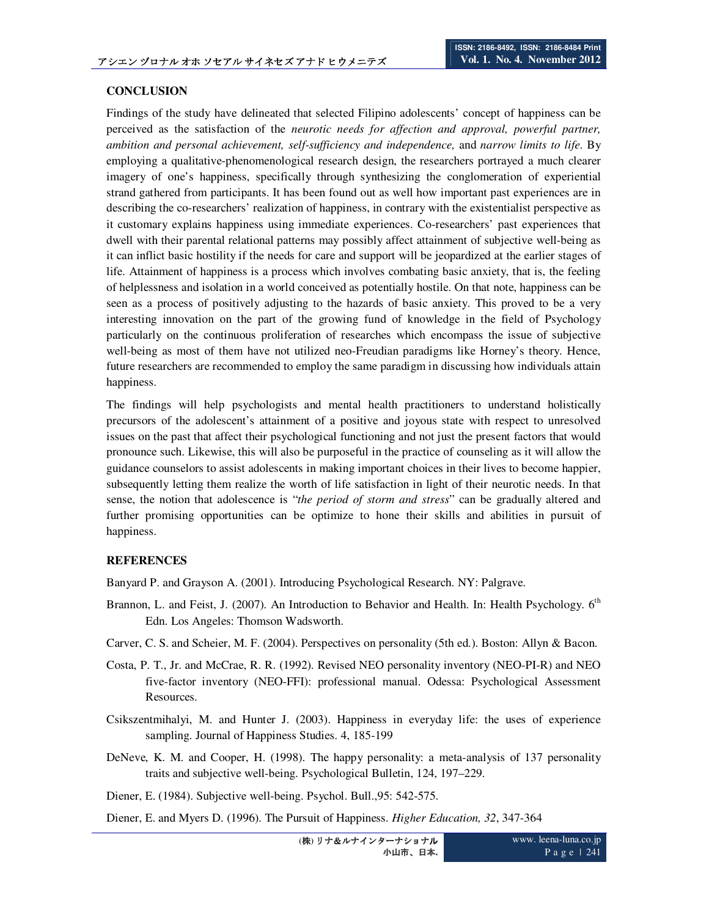## CONCLUSION

Findings of the study have delineated that selected Filipino adolescents' concept of happiness can be perceived as the satisfaction of the *neurotic needs for affection and approval, powerful partner, ambition and personal achievement, self-sufficiency and independence,* and *narrow limits to life.* By employing a qualitative-phenomenological research design, the researchers portrayed a much clearer imagery of one's happiness, specifically through synthesizing the conglomeration of experiential strand gathered from participants. It has been found out as well how important past experiences are in describing the co-researchers' realization of happiness, in contrary with the existentialist perspective as it customary explains happiness using immediate experiences. Co-researchers' past experiences that dwell with their parental relational patterns may possibly affect attainment of subjective well-being as it can inflict basic hostility if the needs for care and support will be jeopardized at the earlier stages of life. Attainment of happiness is a process which involves combating basic anxiety, that is, the feeling of helplessness and isolation in a world conceived as potentially hostile. On that note, happiness can be seen as a process of positively adjusting to the hazards of basic anxiety. This proved to be a very interesting innovation on the part of the growing fund of knowledge in the field of Psychology particularly on the continuous proliferation of researches which encompass the issue of subjective well-being as most of them have not utilized neo-Freudian paradigms like Horney's theory. Hence, future researchers are recommended to employ the same paradigm in discussing how individuals attain happiness.

The findings will help psychologists and mental health practitioners to understand holistically precursors of the adolescent's attainment of a positive and joyous state with respect to unresolved issues on the past that affect their psychological functioning and not just the present factors that would pronounce such. Likewise, this will also be purposeful in the practice of counseling as it will allow the guidance counselors to assist adolescents in making important choices in their lives to become happier, subsequently letting them realize the worth of life satisfaction in light of their neurotic needs. In that sense, the notion that adolescence is "*the period of storm and stress*" can be gradually altered and further promising opportunities can be optimize to hone their skills and abilities in pursuit of happiness.

## REFERENCES

Banyard P. and Grayson A. (2001). Introducing Psychological Research. NY: Palgrave.

Brannon, L. and Feist, J. (2007). An Introduction to Behavior and Health. In: Health Psychology. 6th Edn. Los Angeles: Thomson Wadsworth.

Carver, C. S. and Scheier, M. F. (2004). Perspectives on personality (5th ed.). Boston: Allyn & Bacon.

Costa, P. T., Jr. and McCrae, R. R. (1992). Revised NEO personality inventory (NEO-PI-R) and NEO five-factor inventory (NEO-FFI): professional manual. Odessa: Psychological Assessment Resources.

Csikszentmihalyi, M. and Hunter J. (2003). Happiness in everyday life: the uses of experience sampling. Journal of Happiness Studies. 4, 185-199

DeNeve, K. M. and Cooper, H. (1998). The happy personality: a meta-analysis of 137 personality traits and subjective well-being. Psychological Bulletin, 124, 197–229.

Diener, E. (1984). Subjective well-being. Psychol. Bull.,95: 542-575.

Diener, E. and Myers D. (1996). The Pursuit of Happiness. *Higher Education, 32*, 347-364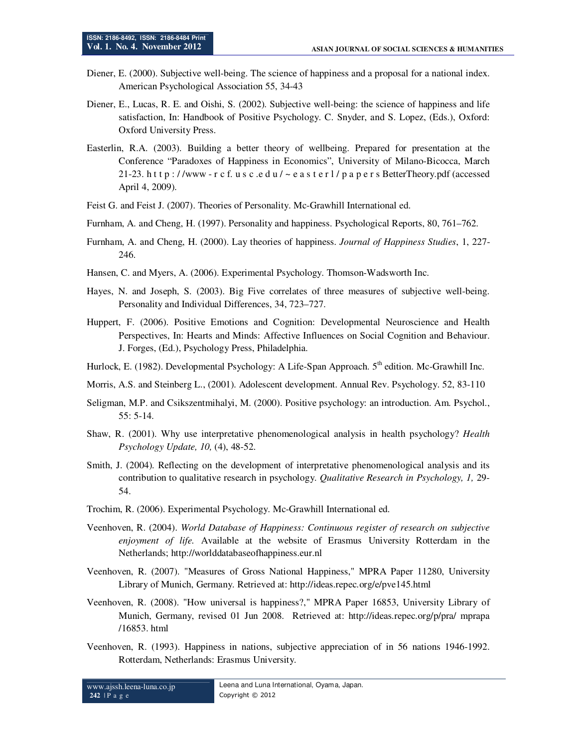Diener, E. (2000). Subjective well-being. The science of happiness and a proposal for a national index. American Psychological Association 55, 34-43

Diener, E., Lucas, R. E. and Oishi, S. (2002). Subjective well-being: the science of happiness and life satisfaction, In: Handbook of Positive Psychology. C. Snyder, and S. Lopez, (Eds.), Oxford: Oxford University Press.

Easterlin, R.A. (2003). Building a better theory of wellbeing. Prepared for presentation at the Conference "Paradoxes of Happiness in Economics", University of Milano-Bicocca, March 21-23. h t t p : / /www - r c f. u s c .e d u / ~ e a s t e r l / p a p e r s BetterTheory.pdf (accessed April 4, 2009).

Feist G. and Feist J. (2007). Theories of Personality. Mc-Grawhill International ed.

Furnham, A. and Cheng, H. (1997). Personality and happiness. Psychological Reports, 80, 761–762.

Furnham, A. and Cheng, H. (2000). Lay theories of happiness. *Journal of Happiness Studies*, 1, 227-246.

Hansen, C. and Myers, A. (2006). Experimental Psychology. Thomson-Wadsworth Inc.

Hayes, N. and Joseph, S. (2003). Big Five correlates of three measures of subjective well-being. Personality and Individual Differences, 34, 723–727.

Huppert, F. (2006). Positive Emotions and Cognition: Developmental Neuroscience and Health Perspectives, In: Hearts and Minds: Affective Influences on Social Cognition and Behaviour. J. Forges, (Ed.), Psychology Press, Philadelphia.

Hurlock, E. (1982). Developmental Psychology: A Life-Span Approach. 5th edition. Mc-Grawhill Inc.

Morris, A.S. and Steinberg L., (2001). Adolescent development. Annual Rev. Psychology. 52, 83-110

Seligman, M.P. and Csikszentmihalyi, M. (2000). Positive psychology: an introduction. Am. Psychol., 55: 5-14.

Shaw, R. (2001). Why use interpretative phenomenological analysis in health psychology? *Health Psychology Update, 10,* (4), 48-52.

Smith, J. (2004). Reflecting on the development of interpretative phenomenological analysis and its contribution to qualitative research in psychology. *Qualitative Research in Psychology, 1,* 29-54.

Trochim, R. (2006). Experimental Psychology. Mc-Grawhill International ed.

Veenhoven, R. (2004). *World Database of Happiness: Continuous register of research on subjective enjoyment of life.* Available at the website of Erasmus University Rotterdam in the Netherlands; http://worlddatabaseofhappiness.eur.nl

Veenhoven, R. (2007). "Measures of Gross National Happiness," MPRA Paper 11280, University Library of Munich, Germany. Retrieved at: http://ideas.repec.org/e/pve145.html

Veenhoven, R. (2008). "How universal is happiness?," MPRA Paper 16853, University Library of Munich, Germany, revised 01 Jun 2008. Retrieved at: http://ideas.repec.org/p/pra/ mprapa /16853. html

Veenhoven, R. (1993). Happiness in nations, subjective appreciation of in 56 nations 1946-1992. Rotterdam, Netherlands: Erasmus University.